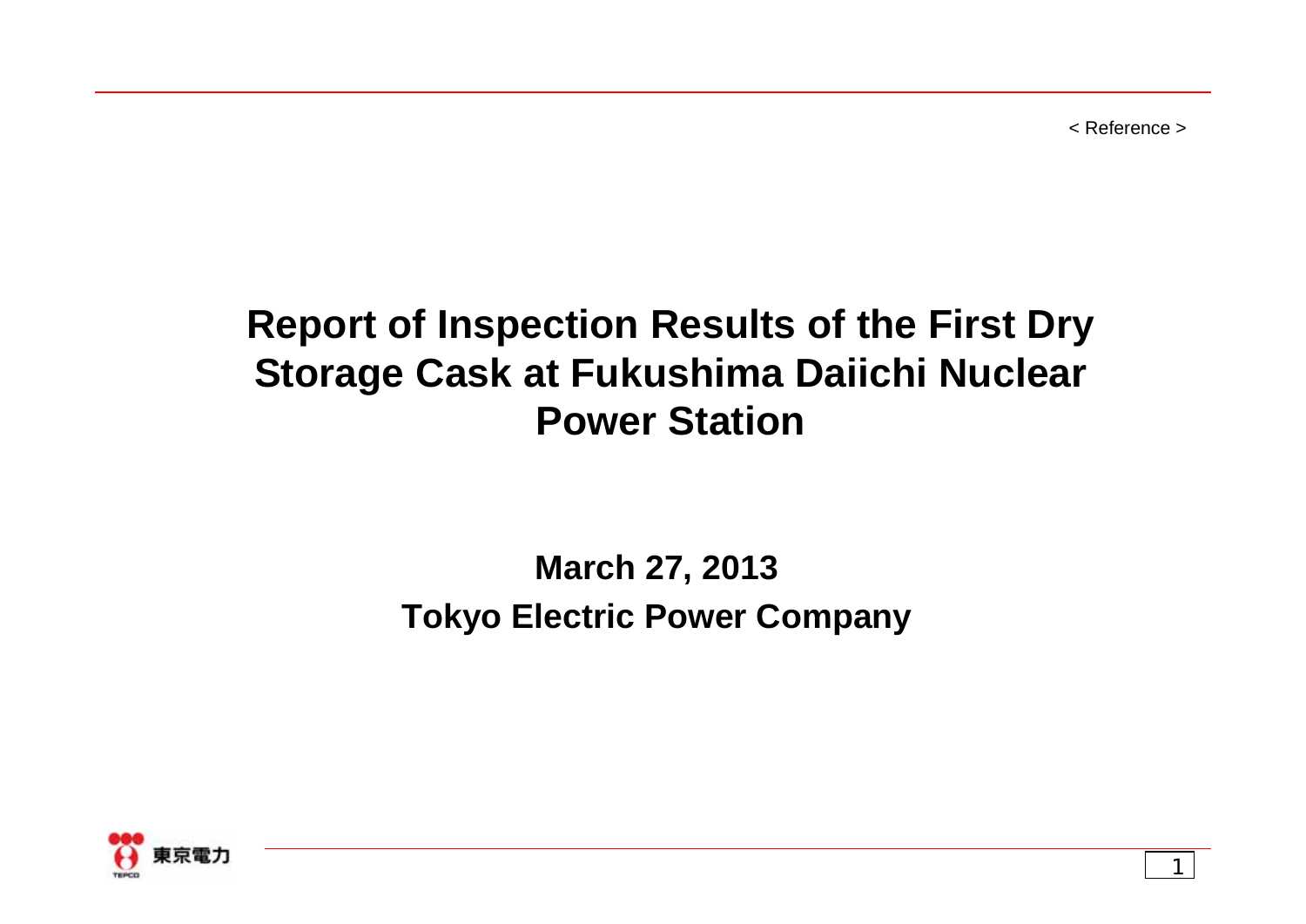< Reference >

# Report of Inspection Results of the First Dry Storage Cask at Fukushima Daiichi Nuclear Power Station

**March 27, 2013**

**Tokyo Electric Power Company**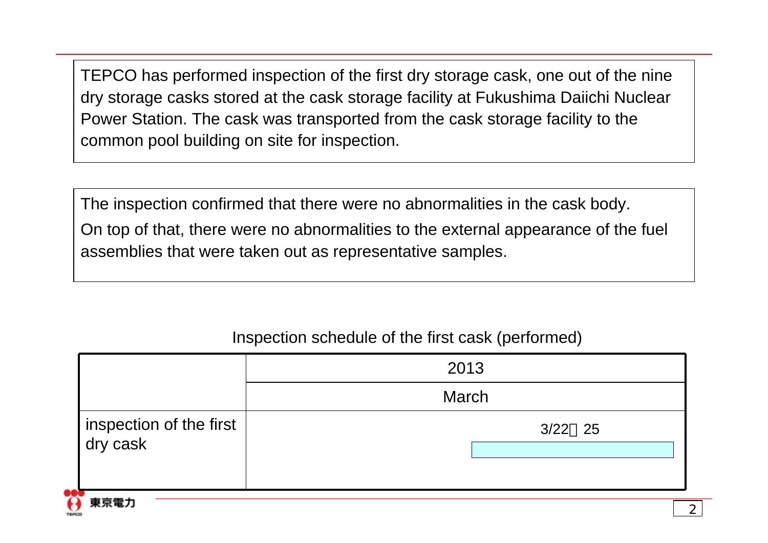TEPCO has performed inspection of the first dry storage cask, one out of the nine dry storage casks stored at the cask storage facility at Fukushima Daiichi Nuclear Power Station. The cask was transported from the cask storage facility to the common pool building on site for inspection.

The inspection confirmed that there were no abnormalities in the cask body.

On top of that, there were no abnormalities to the external appearance of the fuel assemblies that were taken out as representative samples.

Inspection schedule of the first cask (performed)

| | 2013 |
|---|---|
| | March |
| inspection of the first dry cask | 3/22～25 |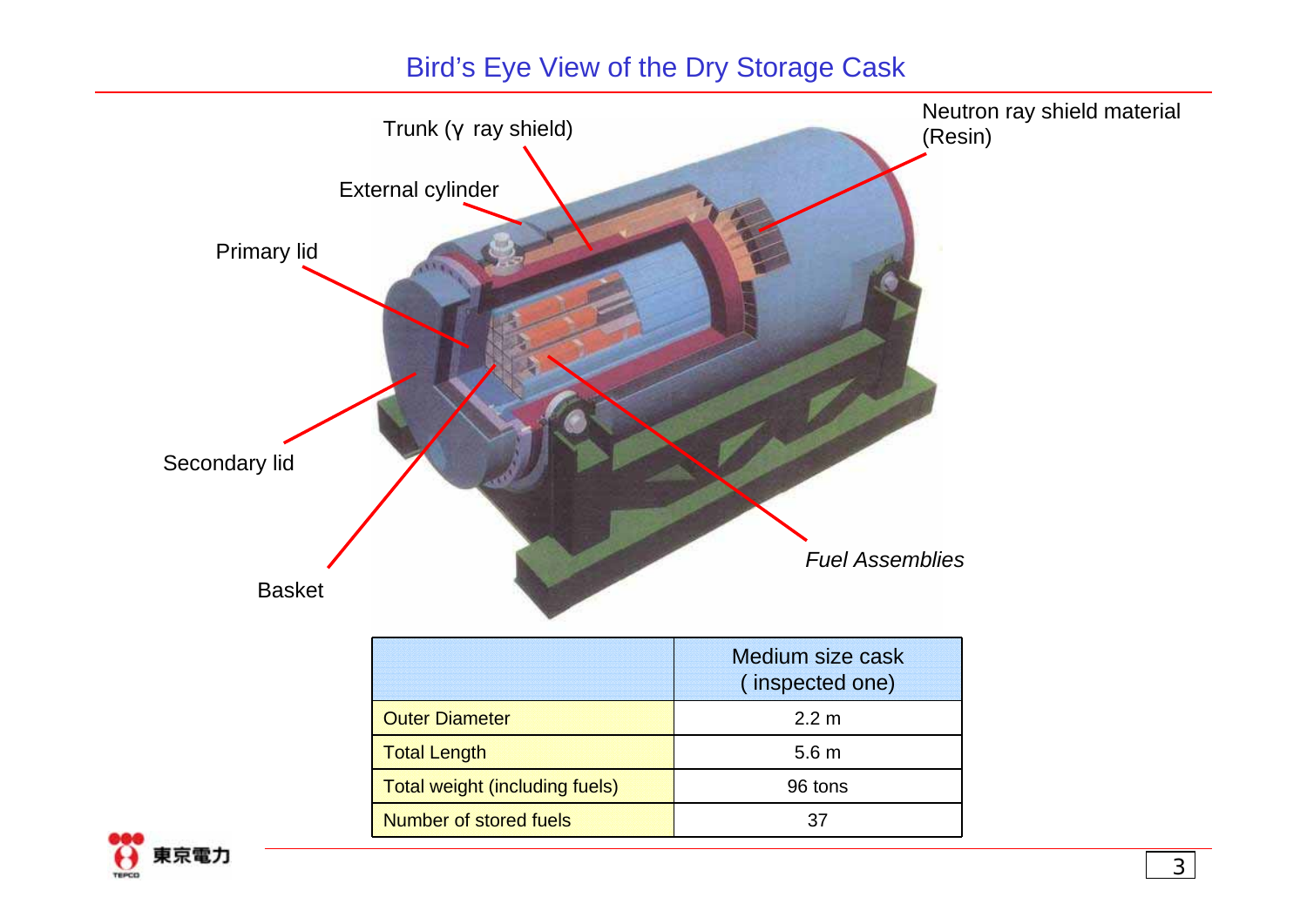# Bird's Eye View of the Dry Storage Cask

Trunk (γ ray shield)

Neutron ray shield material (Resin)

External cylinder

Primary lid

Secondary lid

Basket

*Fuel Assemblies*

| | Medium size cask ( inspected one) |
|---|---|
| Outer Diameter | 2.2 m |
| Total Length | 5.6 m |
| Total weight (including fuels) | 96 tons |
| Number of stored fuels | 37 |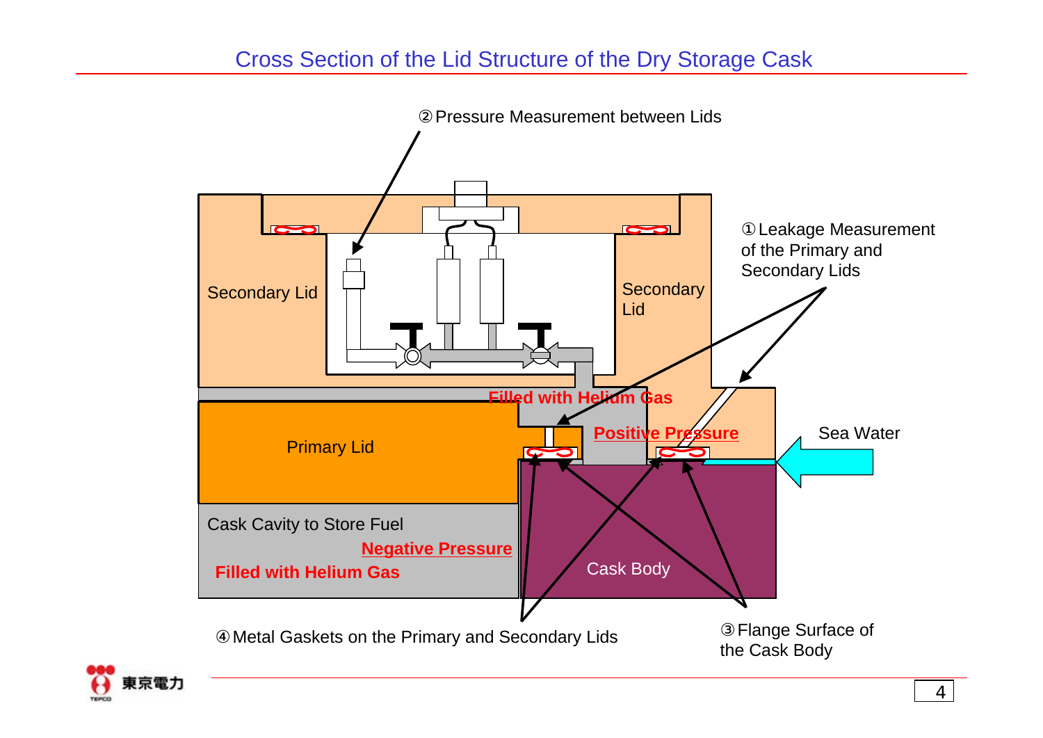# Cross Section of the Lid Structure of the Dry Storage Cask

②Pressure Measurement between Lids

①Leakage Measurement of the Primary and Secondary Lids

Secondary Lid

Secondary Lid

Filled with Helium Gas

Positive Pressure

Sea Water

Primary Lid

Cask Cavity to Store Fuel

Negative Pressure

Filled with Helium Gas

Cask Body

④Metal Gaskets on the Primary and Secondary Lids

③Flange Surface of the Cask Body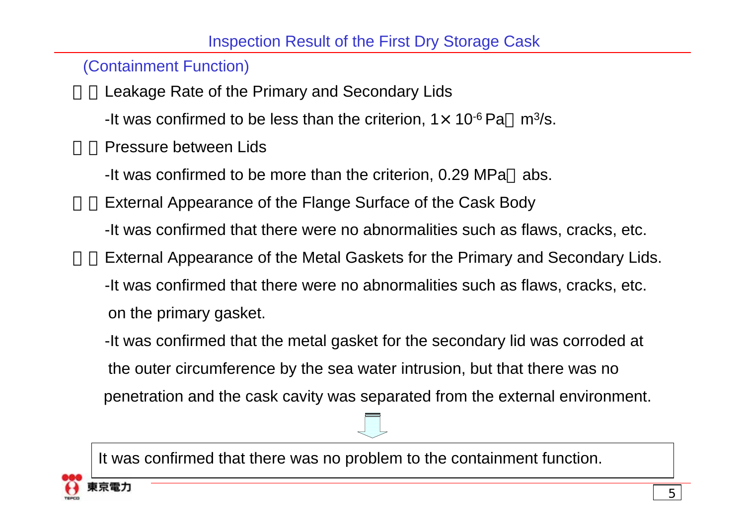# Inspection Result of the First Dry Storage Cask

## (Containment Function)

- Leakage Rate of the Primary and Secondary Lids
  - It was confirmed to be less than the criterion, $1\times 10^{-6}$ Pa・$m^3$/s.
- Pressure between Lids
  - It was confirmed to be more than the criterion, 0.29 MPa・abs.
- External Appearance of the Flange Surface of the Cask Body
  - It was confirmed that there were no abnormalities such as flaws, cracks, etc.
- External Appearance of the Metal Gaskets for the Primary and Secondary Lids.
  - It was confirmed that there were no abnormalities such as flaws, cracks, etc. on the primary gasket.
  - It was confirmed that the metal gasket for the secondary lid was corroded at the outer circumference by the sea water intrusion, but that there was no penetration and the cask cavity was separated from the external environment.

It was confirmed that there was no problem to the containment function.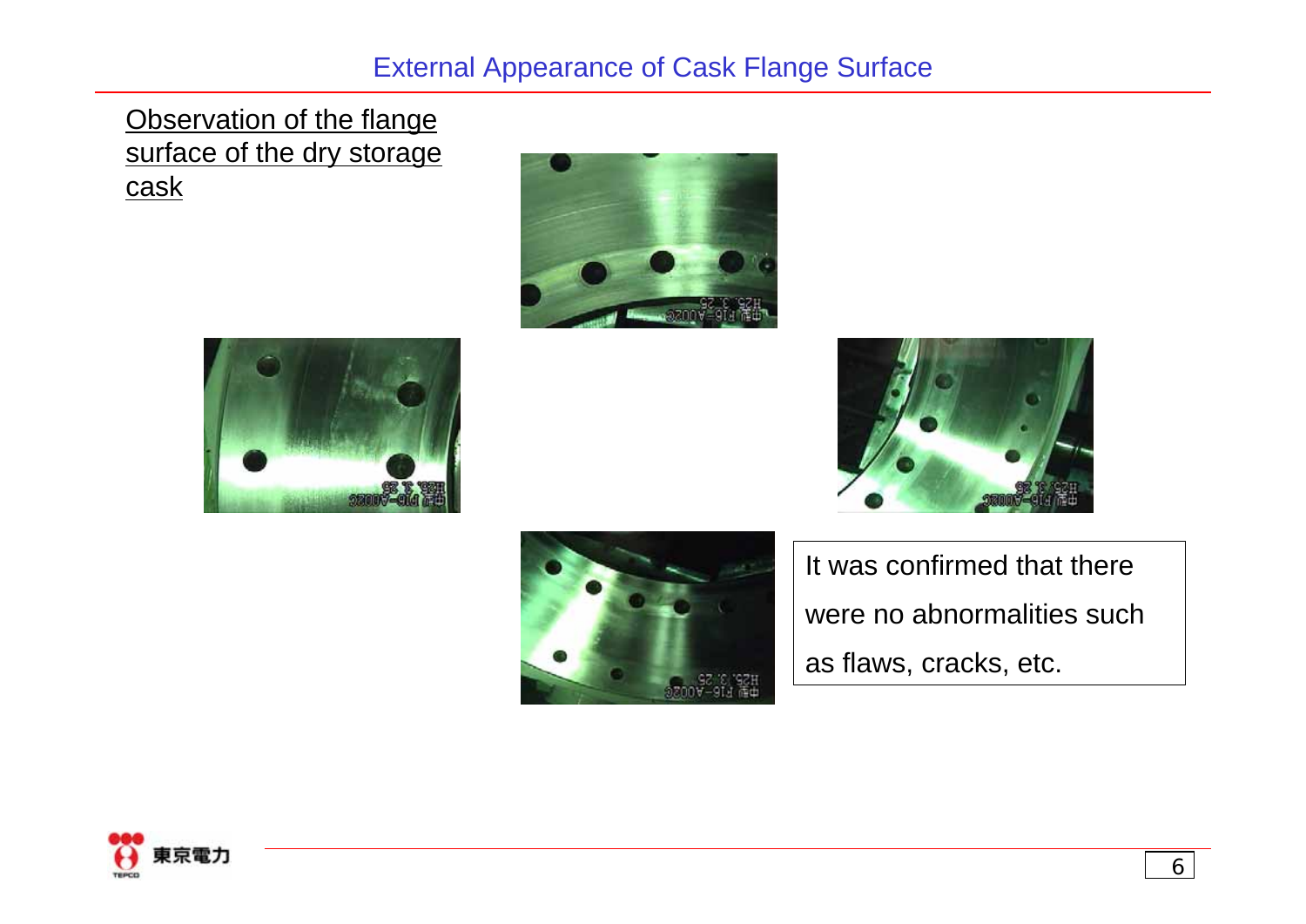# External Appearance of Cask Flange Surface

Observation of the flange surface of the dry storage cask

It was confirmed that there were no abnormalities such as flaws, cracks, etc.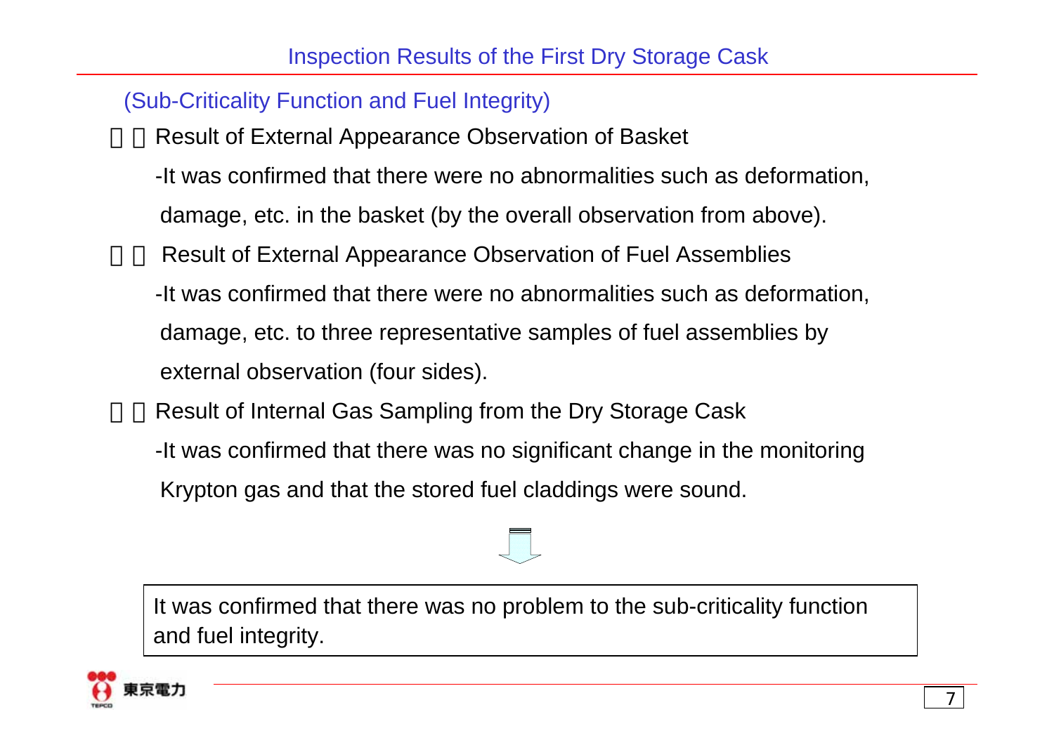# Inspection Results of the First Dry Storage Cask

## (Sub-Criticality Function and Fuel Integrity)

Result of External Appearance Observation of Basket

-It was confirmed that there were no abnormalities such as deformation, damage, etc. in the basket (by the overall observation from above).

Result of External Appearance Observation of Fuel Assemblies

-It was confirmed that there were no abnormalities such as deformation, damage, etc. to three representative samples of fuel assemblies by external observation (four sides).

Result of Internal Gas Sampling from the Dry Storage Cask

-It was confirmed that there was no significant change in the monitoring Krypton gas and that the stored fuel claddings were sound.

⇩

It was confirmed that there was no problem to the sub-criticality function and fuel integrity.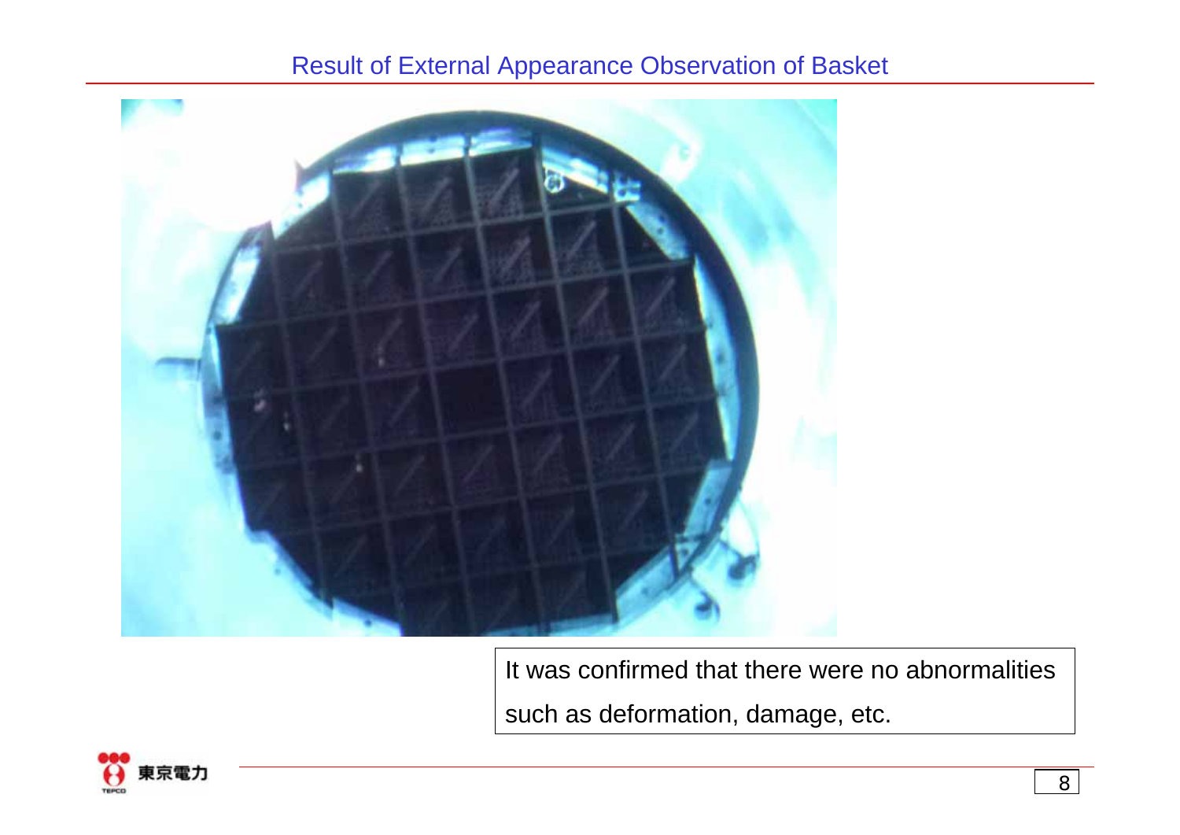# Result of External Appearance Observation of Basket

It was confirmed that there were no abnormalities such as deformation, damage, etc.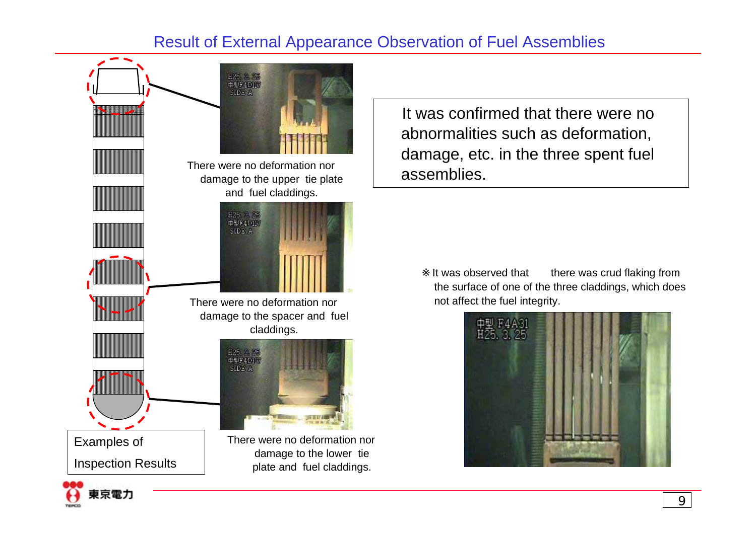# Result of External Appearance Observation of Fuel Assemblies

Examples of Inspection Results

There were no deformation nor damage to the upper tie plate and fuel claddings.

There were no deformation nor damage to the spacer and fuel claddings.

There were no deformation nor damage to the lower tie plate and fuel claddings.

It was confirmed that there were no abnormalities such as deformation, damage, etc. in the three spent fuel assemblies.

※ It was observed that there was crud flaking from the surface of one of the three claddings, which does not affect the fuel integrity.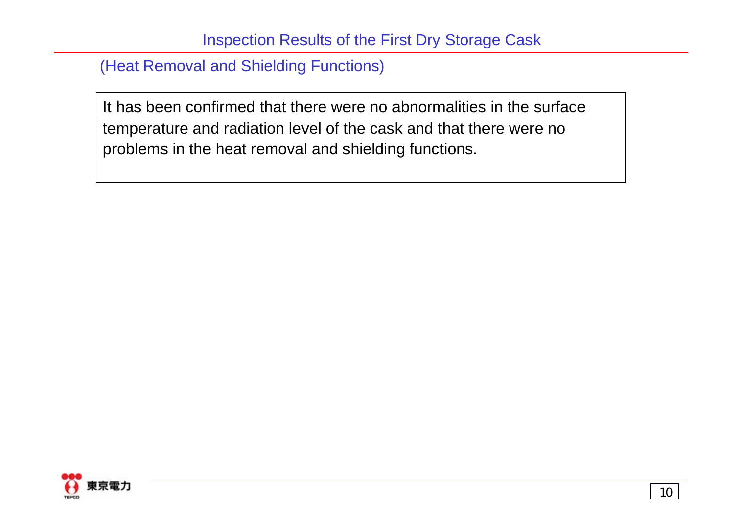# Inspection Results of the First Dry Storage Cask

## (Heat Removal and Shielding Functions)

It has been confirmed that there were no abnormalities in the surface temperature and radiation level of the cask and that there were no problems in the heat removal and shielding functions.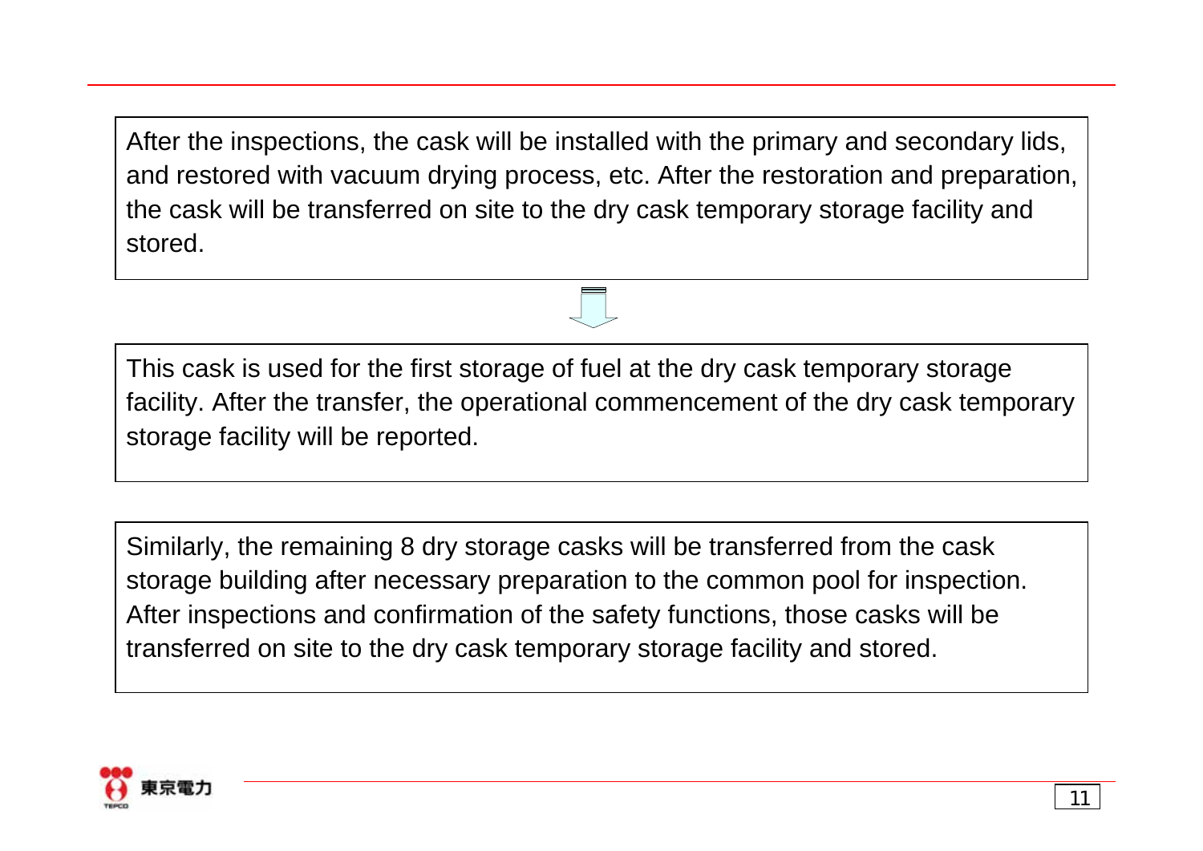After the inspections, the cask will be installed with the primary and secondary lids, and restored with vacuum drying process, etc. After the restoration and preparation, the cask will be transferred on site to the dry cask temporary storage facility and stored.

↓

This cask is used for the first storage of fuel at the dry cask temporary storage facility. After the transfer, the operational commencement of the dry cask temporary storage facility will be reported.

Similarly, the remaining 8 dry storage casks will be transferred from the cask storage building after necessary preparation to the common pool for inspection. After inspections and confirmation of the safety functions, those casks will be transferred on site to the dry cask temporary storage facility and stored.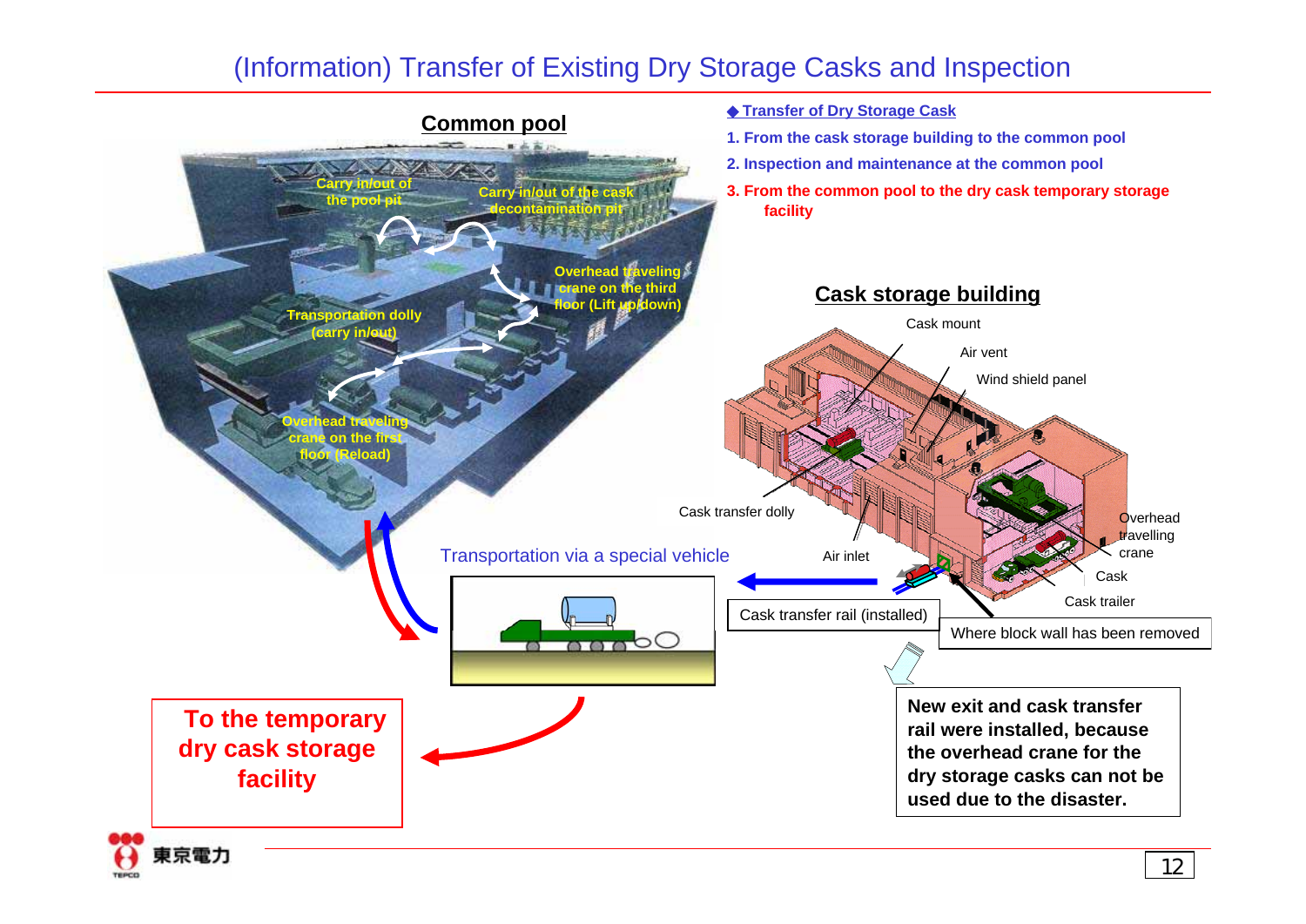# (Information) Transfer of Existing Dry Storage Casks and Inspection

## Common pool

Carry in/out of the pool pit

Carry in/out of the cask decontamination pit

Overhead traveling crane on the third floor (Lift up/down)

Transportation dolly (carry in/out)

Overhead traveling crane on the first floor (Reload)

**◆ Transfer of Dry Storage Cask**

1. From the cask storage building to the common pool
2. Inspection and maintenance at the common pool
3. From the common pool to the dry cask temporary storage facility

## Cask storage building

Cask mount

Air vent

Wind shield panel

Cask transfer dolly

Air inlet

Overhead travelling crane

Cask

Cask trailer

Cask transfer rail (installed)

Where block wall has been removed

Transportation via a special vehicle

**New exit and cask transfer rail were installed, because the overhead crane for the dry storage casks can not be used due to the disaster.**

**To the temporary dry cask storage facility**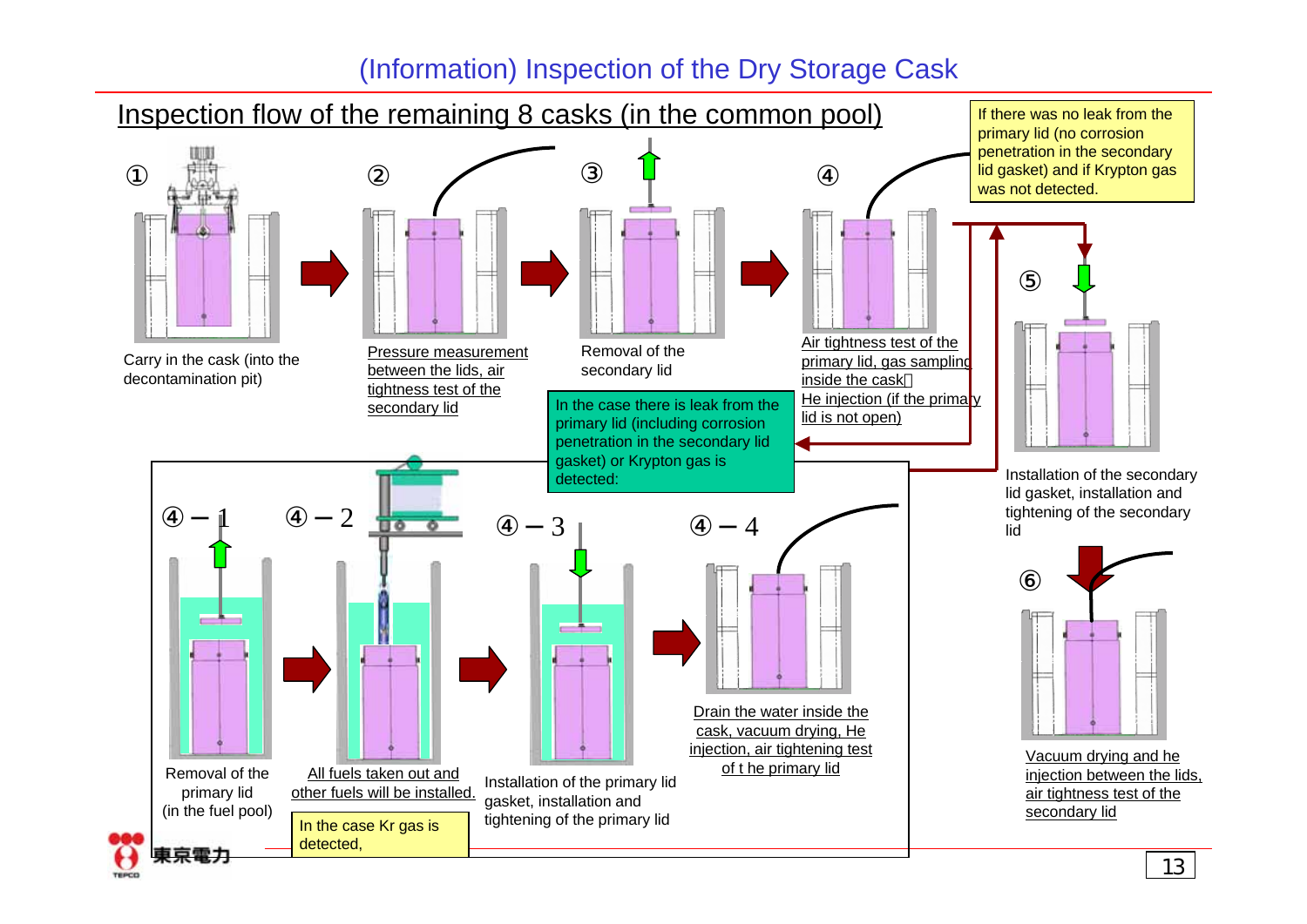# (Information) Inspection of the Dry Storage Cask

## Inspection flow of the remaining 8 casks (in the common pool)

① Carry in the cask (into the decontamination pit)

② Pressure measurement between the lids, air tightness test of the secondary lid

③ Removal of the secondary lid

④ Air tightness test of the primary lid, gas sampling inside the cask， He injection (if the primary lid is not open)

If there was no leak from the primary lid (no corrosion penetration in the secondary lid gasket) and if Krypton gas was not detected.

⑤ Installation of the secondary lid gasket, installation and tightening of the secondary lid

⑥ Vacuum drying and he injection between the lids, air tightness test of the secondary lid

In the case there is leak from the primary lid (including corrosion penetration in the secondary lid gasket) or Krypton gas is detected:

④－1 Removal of the primary lid (in the fuel pool)

④－2 All fuels taken out and other fuels will be installed.

In the case Kr gas is detected,

④－3 Installation of the primary lid gasket, installation and tightening of the primary lid

④－4 Drain the water inside the cask, vacuum drying, He injection, air tightness test of t he primary lid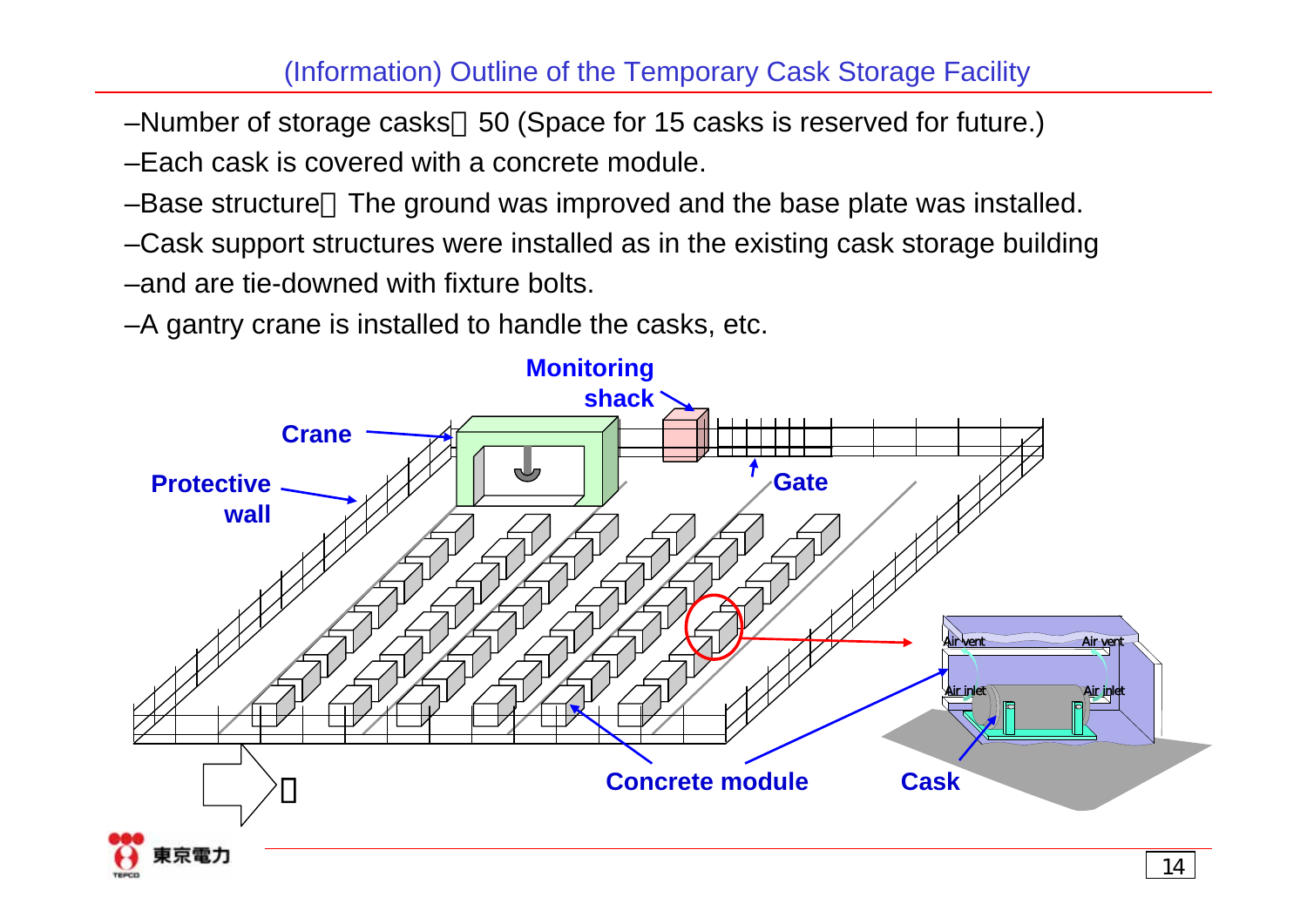# (Information) Outline of the Temporary Cask Storage Facility

–Number of storage casks：50 (Space for 15 casks is reserved for future.)

–Each cask is covered with a concrete module.

–Base structure：The ground was improved and the base plate was installed.

–Cask support structures were installed as in the existing cask storage building

–and are tie-downed with fixture bolts.

–A gantry crane is installed to handle the casks, etc.

Monitoring shack

Crane

Protective wall

Gate

Air vent

Air vent

Air inlet

Air inlet

Concrete module

Cask